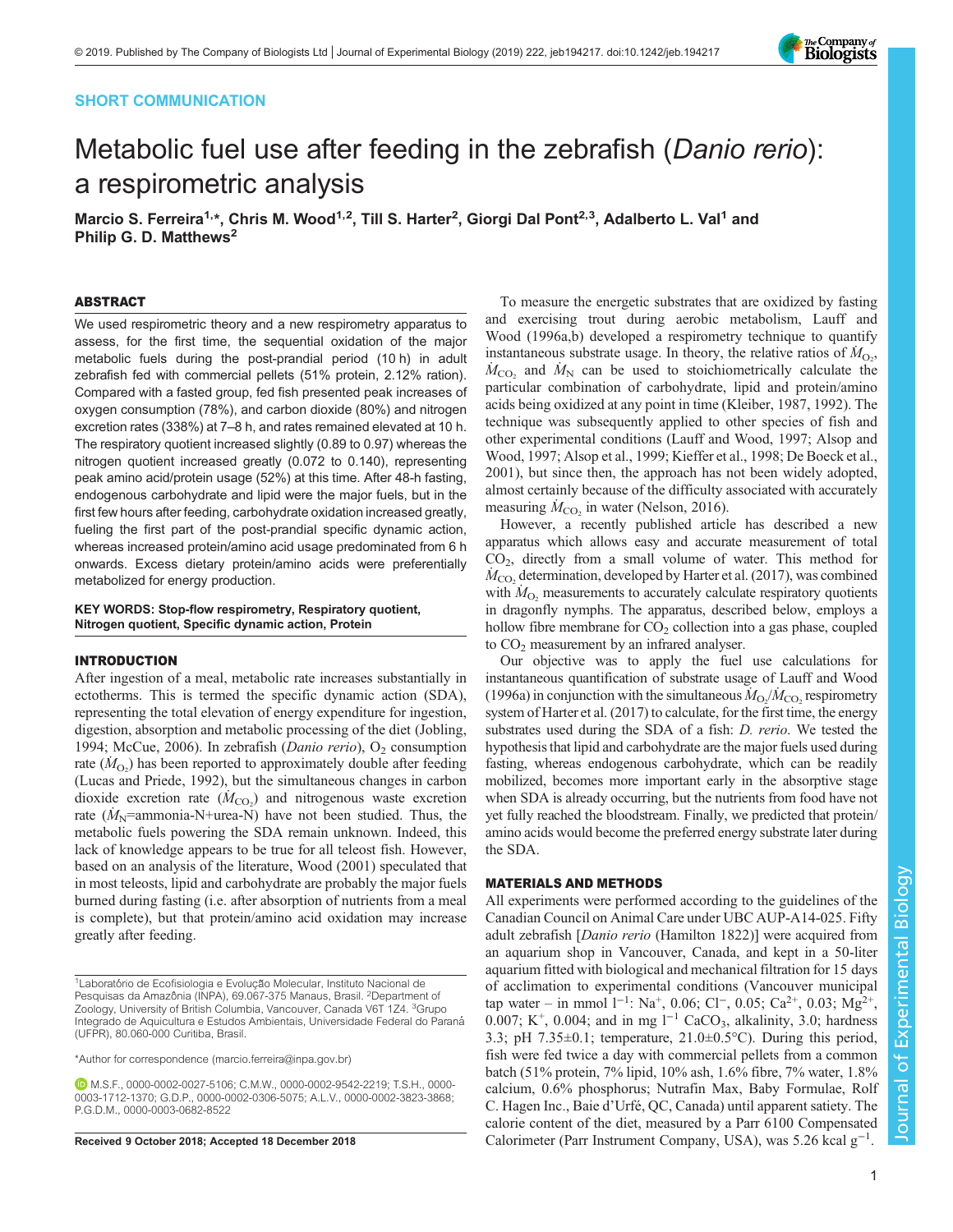SHORT COMMUNICATION

# Metabolic fuel use after feeding in the zebrafish (*Danio rerio*): a respirometric analysis

**Marcio S. Ferreira[1,*], Chris M. Wood[1,2], Till S. Harter[2], Giorgi Dal Pont[2,3], Adalberto L. Val[1] and Philip G. D. Matthews[2]**

## ABSTRACT

We used respirometric theory and a new respirometry apparatus to assess, for the first time, the sequential oxidation of the major metabolic fuels during the post-prandial period (10 h) in adult zebrafish fed with commercial pellets (51% protein, 2.12% ration). Compared with a fasted group, fed fish presented peak increases of oxygen consumption (78%), and carbon dioxide (80%) and nitrogen excretion rates (338%) at 7–8 h, and rates remained elevated at 10 h. The respiratory quotient increased slightly (0.89 to 0.97) whereas the nitrogen quotient increased greatly (0.072 to 0.140), representing peak amino acid/protein usage (52%) at this time. After 48-h fasting, endogenous carbohydrate and lipid were the major fuels, but in the first few hours after feeding, carbohydrate oxidation increased greatly, fueling the first part of the post-prandial specific dynamic action, whereas increased protein/amino acid usage predominated from 6 h onwards. Excess dietary protein/amino acids were preferentially metabolized for energy production.

**KEY WORDS: Stop-flow respirometry, Respiratory quotient, Nitrogen quotient, Specific dynamic action, Protein**

## INTRODUCTION

After ingestion of a meal, metabolic rate increases substantially in ectotherms. This is termed the specific dynamic action (SDA), representing the total elevation of energy expenditure for ingestion, digestion, absorption and metabolic processing of the diet (Jobling, 1994; McCue, 2006). In zebrafish (*Danio rerio*), $O_2$ consumption rate ($\dot{M}_{O_2}$) has been reported to approximately double after feeding (Lucas and Priede, 1992), but the simultaneous changes in carbon dioxide excretion rate ($\dot{M}_{CO_2}$) and nitrogenous waste excretion rate ($\dot{M}_N$=ammonia-N+urea-N) have not been studied. Thus, the metabolic fuels powering the SDA remain unknown. Indeed, this lack of knowledge appears to be true for all teleost fish. However, based on an analysis of the literature, Wood (2001) speculated that in most teleosts, lipid and carbohydrate are probably the major fuels burned during fasting (i.e. after absorption of nutrients from a meal is complete), but that protein/amino acid oxidation may increase greatly after feeding.

To measure the energetic substrates that are oxidized by fasting and exercising trout during aerobic metabolism, Lauff and Wood (1996a,b) developed a respirometry technique to quantify instantaneous substrate usage. In theory, the relative ratios of $\dot{M}_{O_2}$, $\dot{M}_{CO_2}$ and $\dot{M}_N$ can be used to stoichiometrically calculate the particular combination of carbohydrate, lipid and protein/amino acids being oxidized at any point in time (Kleiber, 1987, 1992). The technique was subsequently applied to other species of fish and other experimental conditions (Lauff and Wood, 1997; Alsop and Wood, 1997; Alsop et al., 1999; Kieffer et al., 1998; De Boeck et al., 2001), but since then, the approach has not been widely adopted, almost certainly because of the difficulty associated with accurately measuring $\dot{M}_{CO_2}$ in water (Nelson, 2016).

However, a recently published article has described a new apparatus which allows easy and accurate measurement of total $CO_2$, directly from a small volume of water. This method for $\dot{M}_{CO_2}$ determination, developed by Harter et al. (2017), was combined with $\dot{M}_{O_2}$ measurements to accurately calculate respiratory quotients in dragonfly nymphs. The apparatus, described below, employs a hollow fibre membrane for $CO_2$ collection into a gas phase, coupled to $CO_2$ measurement by an infrared analyser.

Our objective was to apply the fuel use calculations for instantaneous quantification of substrate usage of Lauff and Wood (1996a) in conjunction with the simultaneous $\dot{M}_{O_2}/\dot{M}_{CO_2}$ respirometry system of Harter et al. (2017) to calculate, for the first time, the energy substrates used during the SDA of a fish: *D. rerio*. We tested the hypothesis that lipid and carbohydrate are the major fuels used during fasting, whereas endogenous carbohydrate, which can be readily mobilized, becomes more important early in the absorptive stage when SDA is already occurring, but the nutrients from food have not yet fully reached the bloodstream. Finally, we predicted that protein/amino acids would become the preferred energy substrate later during the SDA.

## MATERIALS AND METHODS

All experiments were performed according to the guidelines of the Canadian Council on Animal Care under UBC AUP-A14-025. Fifty adult zebrafish [*Danio rerio* (Hamilton 1822)] were acquired from an aquarium shop in Vancouver, Canada, and kept in a 50-liter aquarium fitted with biological and mechanical filtration for 15 days of acclimation to experimental conditions (Vancouver municipal tap water – in mmol $l^{-1}$: $Na^+$, 0.06; $Cl^-$, 0.05; $Ca^{2+}$, 0.03; $Mg^{2+}$, 0.007; $K^+$, 0.004; and in mg $l^{-1}$ $CaCO_3$, alkalinity, 3.0; hardness 3.3; pH 7.35±0.1; temperature, 21.0±0.5°C). During this period, fish were fed twice a day with commercial pellets from a common batch (51% protein, 7% lipid, 10% ash, 1.6% fibre, 7% water, 1.8% calcium, 0.6% phosphorus; Nutrafin Max, Baby Formulae, Rolf C. Hagen Inc., Baie d'Urfé, QC, Canada) until apparent satiety. The calorie content of the diet, measured by a Parr 6100 Compensated Calorimeter (Parr Instrument Company, USA), was 5.26 kcal $g^{-1}$.

[1]Laboratório de Ecofisiologia e Evolução Molecular, Instituto Nacional de Pesquisas da Amazônia (INPA), 69.067-375 Manaus, Brasil. [2]Department of Zoology, University of British Columbia, Vancouver, Canada V6T 1Z4. [3]Grupo Integrado de Aquicultura e Estudos Ambientais, Universidade Federal do Paraná (UFPR), 80.060-000 Curitiba, Brasil.

*Author for correspondence (marcio.ferreira@inpa.gov.br)

M.S.F., 0000-0002-0027-5106; C.M.W., 0000-0002-9542-2219; T.S.H., 0000-0003-1712-1370; G.D.P., 0000-0002-0306-5075; A.L.V., 0000-0002-3823-3868; P.G.D.M., 0000-0003-0682-8522

**Received 9 October 2018; Accepted 18 December 2018**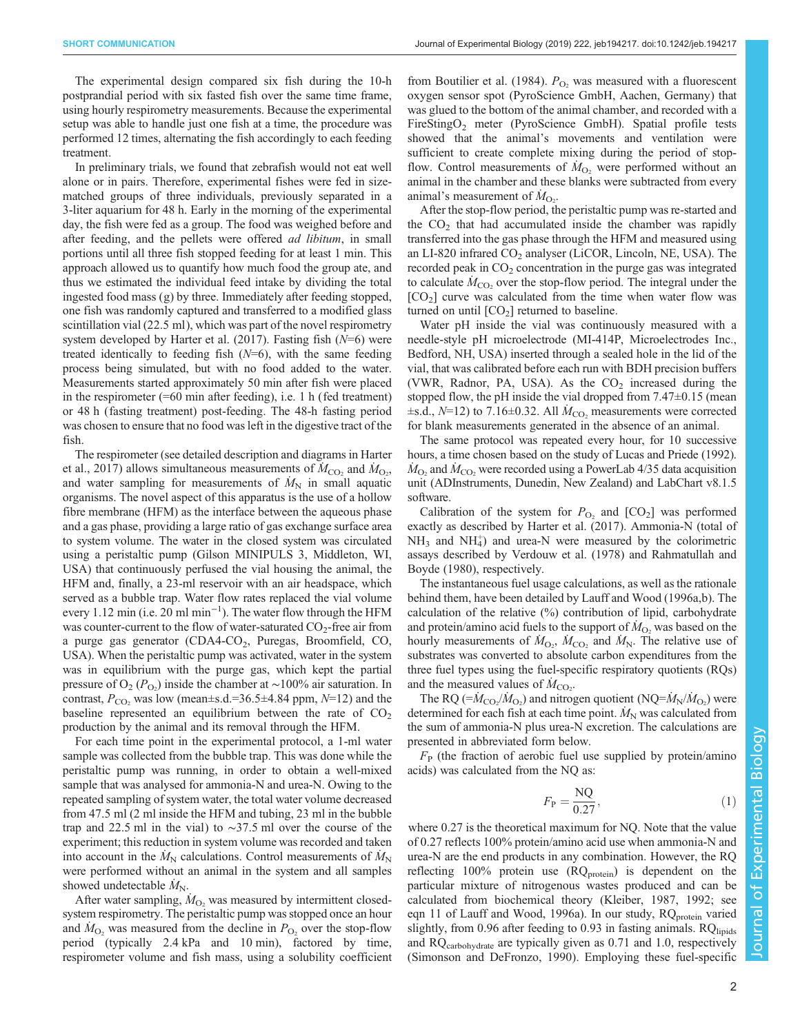The experimental design compared six fish during the 10-h postprandial period with six fasted fish over the same time frame, using hourly respirometry measurements. Because the experimental setup was able to handle just one fish at a time, the procedure was performed 12 times, alternating the fish accordingly to each feeding treatment.

In preliminary trials, we found that zebrafish would not eat well alone or in pairs. Therefore, experimental fishes were fed in size-matched groups of three individuals, previously separated in a 3-liter aquarium for 48 h. Early in the morning of the experimental day, the fish were fed as a group. The food was weighed before and after feeding, and the pellets were offered *ad libitum*, in small portions until all three fish stopped feeding for at least 1 min. This approach allowed us to quantify how much food the group ate, and thus we estimated the individual feed intake by dividing the total ingested food mass (g) by three. Immediately after feeding stopped, one fish was randomly captured and transferred to a modified glass scintillation vial (22.5 ml), which was part of the novel respirometry system developed by Harter et al. (2017). Fasting fish ($N$=6) were treated identically to feeding fish ($N$=6), with the same feeding process being simulated, but with no food added to the water. Measurements started approximately 50 min after fish were placed in the respirometer (=60 min after feeding), i.e. 1 h (fed treatment) or 48 h (fasting treatment) post-feeding. The 48-h fasting period was chosen to ensure that no food was left in the digestive tract of the fish.

The respirometer (see detailed description and diagrams in Harter et al., 2017) allows simultaneous measurements of $\dot{M}_{CO_2}$ and $\dot{M}_{O_2}$, and water sampling for measurements of $\dot{M}_N$ in small aquatic organisms. The novel aspect of this apparatus is the use of a hollow fibre membrane (HFM) as the interface between the aqueous phase and a gas phase, providing a large ratio of gas exchange surface area to system volume. The water in the closed system was circulated using a peristaltic pump (Gilson MINIPULS 3, Middleton, WI, USA) that continuously perfused the vial housing the animal, the HFM and, finally, a 23-ml reservoir with an air headspace, which served as a bubble trap. Water flow rates replaced the vial volume every 1.12 min (i.e. 20 ml min$^{-1}$). The water flow through the HFM was counter-current to the flow of water-saturated $CO_2$-free air from a purge gas generator (CDA4-$CO_2$, Puregas, Broomfield, CO, USA). When the peristaltic pump was activated, water in the system was in equilibrium with the purge gas, which kept the partial pressure of $O_2$ ($P_{O_2}$) inside the chamber at ∼100% air saturation. In contrast, $P_{CO_2}$ was low (mean±s.d.=36.5±4.84 ppm, $N$=12) and the baseline represented an equilibrium between the rate of $CO_2$ production by the animal and its removal through the HFM.

For each time point in the experimental protocol, a 1-ml water sample was collected from the bubble trap. This was done while the peristaltic pump was running, in order to obtain a well-mixed sample that was analysed for ammonia-N and urea-N. Owing to the repeated sampling of system water, the total water volume decreased from 47.5 ml (2 ml inside the HFM and tubing, 23 ml in the bubble trap and 22.5 ml in the vial) to ∼37.5 ml over the course of the experiment; this reduction in system volume was recorded and taken into account in the $\dot{M}_N$ calculations. Control measurements of $\dot{M}_N$ were performed without an animal in the system and all samples showed undetectable $\dot{M}_N$.

After water sampling, $\dot{M}_{O_2}$ was measured by intermittent closed-system respirometry. The peristaltic pump was stopped once an hour and $\dot{M}_{O_2}$ was measured from the decline in $P_{O_2}$ over the stop-flow period (typically 2.4 kPa and 10 min), factored by time, respirometer volume and fish mass, using a solubility coefficient from Boutilier et al. (1984). $P_{O_2}$ was measured with a fluorescent oxygen sensor spot (PyroScience GmbH, Aachen, Germany) that was glued to the bottom of the animal chamber, and recorded with a FireSting$O_2$ meter (PyroScience GmbH). Spatial profile tests showed that the animal's movements and ventilation were sufficient to create complete mixing during the period of stop-flow. Control measurements of $\dot{M}_{O_2}$ were performed without an animal in the chamber and these blanks were subtracted from every animal's measurement of $\dot{M}_{O_2}$.

After the stop-flow period, the peristaltic pump was re-started and the $CO_2$ that had accumulated inside the chamber was rapidly transferred into the gas phase through the HFM and measured using an LI-820 infrared $CO_2$ analyser (LiCOR, Lincoln, NE, USA). The recorded peak in $CO_2$ concentration in the purge gas was integrated to calculate $\dot{M}_{CO_2}$ over the stop-flow period. The integral under the [$CO_2$] curve was calculated from the time when water flow was turned on until [$CO_2$] returned to baseline.

Water pH inside the vial was continuously measured with a needle-style pH microelectrode (MI-414P, Microelectrodes Inc., Bedford, NH, USA) inserted through a sealed hole in the lid of the vial, that was calibrated before each run with BDH precision buffers (VWR, Radnor, PA, USA). As the $CO_2$ increased during the stopped flow, the pH inside the vial dropped from 7.47±0.15 (mean ±s.d., $N$=12) to 7.16±0.32. All $\dot{M}_{CO_2}$ measurements were corrected for blank measurements generated in the absence of an animal.

The same protocol was repeated every hour, for 10 successive hours, a time chosen based on the study of Lucas and Priede (1992). $\dot{M}_{O_2}$ and $\dot{M}_{CO_2}$ were recorded using a PowerLab 4/35 data acquisition unit (ADInstruments, Dunedin, New Zealand) and LabChart v8.1.5 software.

Calibration of the system for $P_{O_2}$ and [$CO_2$] was performed exactly as described by Harter et al. (2017). Ammonia-N (total of $NH_3$ and $NH_4^+$) and urea-N were measured by the colorimetric assays described by Verdouw et al. (1978) and Rahmatullah and Boyde (1980), respectively.

The instantaneous fuel usage calculations, as well as the rationale behind them, have been detailed by Lauff and Wood (1996a,b). The calculation of the relative (%) contribution of lipid, carbohydrate and protein/amino acid fuels to the support of $\dot{M}_{O_2}$ was based on the hourly measurements of $\dot{M}_{O_2}$, $\dot{M}_{CO_2}$ and $\dot{M}_N$. The relative use of substrates was converted to absolute carbon expenditures from the three fuel types using the fuel-specific respiratory quotients (RQs) and the measured values of $\dot{M}_{CO_2}$.

The RQ (=$\dot{M}_{CO_2}/\dot{M}_{O_2}$) and nitrogen quotient (NQ=$\dot{M}_N/\dot{M}_{O_2}$) were determined for each fish at each time point. $\dot{M}_N$ was calculated from the sum of ammonia-N plus urea-N excretion. The calculations are presented in abbreviated form below.

$F_P$ (the fraction of aerobic fuel use supplied by protein/amino acids) was calculated from the NQ as:

$$F_P = \frac{\text{NQ}}{0.27}, \tag{1}$$

where 0.27 is the theoretical maximum for NQ. Note that the value of 0.27 reflects 100% protein/amino acid use when ammonia-N and urea-N are the end products in any combination. However, the RQ reflecting 100% protein use ($\text{RQ}_{\text{protein}}$) is dependent on the particular mixture of nitrogenous wastes produced and can be calculated from biochemical theory (Kleiber, 1987, 1992; see eqn 11 of Lauff and Wood, 1996a). In our study, $\text{RQ}_{\text{protein}}$ varied slightly, from 0.96 after feeding to 0.93 in fasting animals. $\text{RQ}_{\text{lipids}}$ and $\text{RQ}_{\text{carbohydrate}}$ are typically given as 0.71 and 1.0, respectively (Simonson and DeFronzo, 1990). Employing these fuel-specific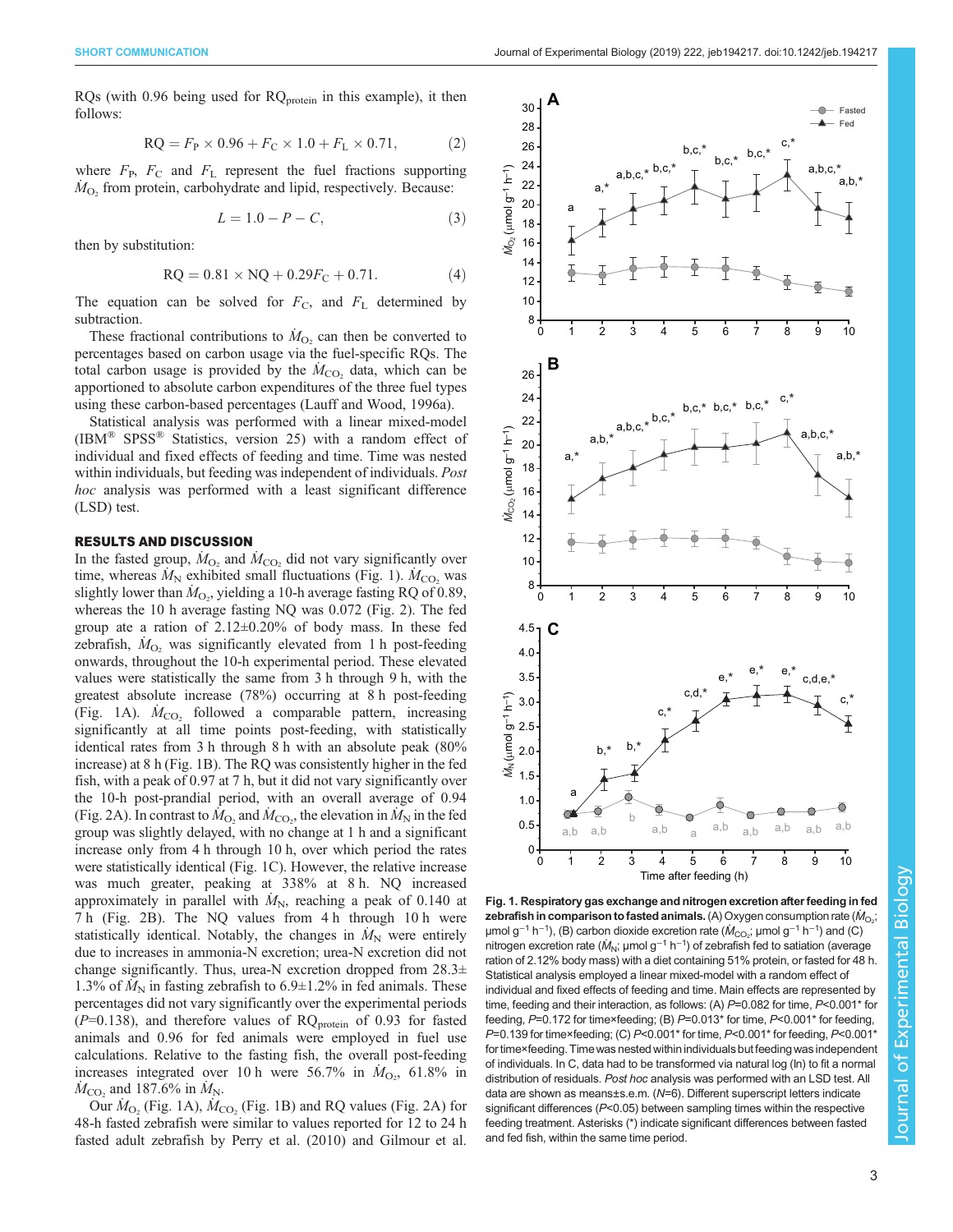RQs (with 0.96 being used for $RQ_{protein}$ in this example), it then follows:

$$RQ = F_P \times 0.96 + F_C \times 1.0 + F_L \times 0.71, \quad (2)$$

where $F_P$, $F_C$ and $F_L$ represent the fuel fractions supporting $\dot{M}_{O_2}$ from protein, carbohydrate and lipid, respectively. Because:

$$L = 1.0 - P - C, \quad (3)$$

then by substitution:

$$RQ = 0.81 \times NQ + 0.29F_C + 0.71. \quad (4)$$

The equation can be solved for $F_C$, and $F_L$ determined by subtraction.

These fractional contributions to $\dot{M}_{O_2}$ can then be converted to percentages based on carbon usage via the fuel-specific RQs. The total carbon usage is provided by the $\dot{M}_{CO_2}$ data, which can be apportioned to absolute carbon expenditures of the three fuel types using these carbon-based percentages (Lauff and Wood, 1996a).

Statistical analysis was performed with a linear mixed-model (IBM® SPSS® Statistics, version 25) with a random effect of individual and fixed effects of feeding and time. Time was nested within individuals, but feeding was independent of individuals. *Post hoc* analysis was performed with a least significant difference (LSD) test.

## RESULTS AND DISCUSSION

In the fasted group, $\dot{M}_{O_2}$ and $\dot{M}_{CO_2}$ did not vary significantly over time, whereas $\dot{M}_N$ exhibited small fluctuations (Fig. 1). $\dot{M}_{CO_2}$ was slightly lower than $\dot{M}_{O_2}$, yielding a 10-h average fasting RQ of 0.89, whereas the 10 h average fasting NQ was 0.072 (Fig. 2). The fed group ate a ration of 2.12±0.20% of body mass. In these fed zebrafish, $\dot{M}_{O_2}$ was significantly elevated from 1 h post-feeding onwards, throughout the 10-h experimental period. These elevated values were statistically the same from 3 h through 9 h, with the greatest absolute increase (78%) occurring at 8 h post-feeding (Fig. 1A). $\dot{M}_{CO_2}$ followed a comparable pattern, increasing significantly at all time points post-feeding, with statistically identical rates from 3 h through 8 h with an absolute peak (80% increase) at 8 h (Fig. 1B). The RQ was consistently higher in the fed fish, with a peak of 0.97 at 7 h, but it did not vary significantly over the 10-h post-prandial period, with an overall average of 0.94 (Fig. 2A). In contrast to $\dot{M}_{O_2}$ and $\dot{M}_{CO_2}$, the elevation in $\dot{M}_N$ in the fed group was slightly delayed, with no change at 1 h and a significant increase only from 4 h through 10 h, over which period the rates were statistically identical (Fig. 1C). However, the relative increase was much greater, peaking at 338% at 8 h. NQ increased approximately in parallel with $\dot{M}_N$, reaching a peak of 0.140 at 7 h (Fig. 2B). The NQ values from 4 h through 10 h were statistically identical. Notably, the changes in $\dot{M}_N$ were entirely due to increases in ammonia-N excretion; urea-N excretion did not change significantly. Thus, urea-N excretion dropped from 28.3±1.3% of $\dot{M}_N$ in fasting zebrafish to 6.9±1.2% in fed animals. These percentages did not vary significantly over the experimental periods ($P$=0.138), and therefore values of $RQ_{protein}$ of 0.93 for fasted animals and 0.96 for fed animals were employed in fuel use calculations. Relative to the fasting fish, the overall post-feeding increases integrated over 10 h were 56.7% in $\dot{M}_{O_2}$, 61.8% in $\dot{M}_{CO_2}$ and 187.6% in $\dot{M}_N$.

Our $\dot{M}_{O_2}$ (Fig. 1A), $\dot{M}_{CO_2}$ (Fig. 1B) and RQ values (Fig. 2A) for 48-h fasted zebrafish were similar to values reported for 12 to 24 h fasted adult zebrafish by Perry et al. (2010) and Gilmour et al.

**Fig. 1. Respiratory gas exchange and nitrogen excretion after feeding in fed zebrafish in comparison to fasted animals.** (A) Oxygen consumption rate ($\dot{M}_{O_2}$; µmol g$^{-1}$ h$^{-1}$), (B) carbon dioxide excretion rate ($\dot{M}_{CO_2}$; µmol g$^{-1}$ h$^{-1}$) and (C) nitrogen excretion rate ($\dot{M}_N$; µmol g$^{-1}$ h$^{-1}$) of zebrafish fed to satiation (average ration of 2.12% body mass) with a diet containing 51% protein, or fasted for 48 h. Statistical analysis employed a linear mixed-model with a random effect of individual and fixed effects of feeding and time. Main effects are represented by time, feeding and their interaction, as follows: (A) $P$=0.082 for time, $P$<0.001* for feeding, $P$=0.172 for time×feeding; (B) $P$=0.013* for time, $P$<0.001* for feeding, $P$=0.139 for time×feeding; (C) $P$<0.001* for time, $P$<0.001* for feeding, $P$<0.001* for time×feeding. Time was nested within individuals but feeding was independent of individuals. In C, data had to be transformed via natural log (ln) to fit a normal distribution of residuals. *Post hoc* analysis was performed with an LSD test. All data are shown as means±s.e.m. ($N$=6). Different superscript letters indicate significant differences ($P$<0.05) between sampling times within the respective feeding treatment. Asterisks (*) indicate significant differences between fasted and fed fish, within the same time period.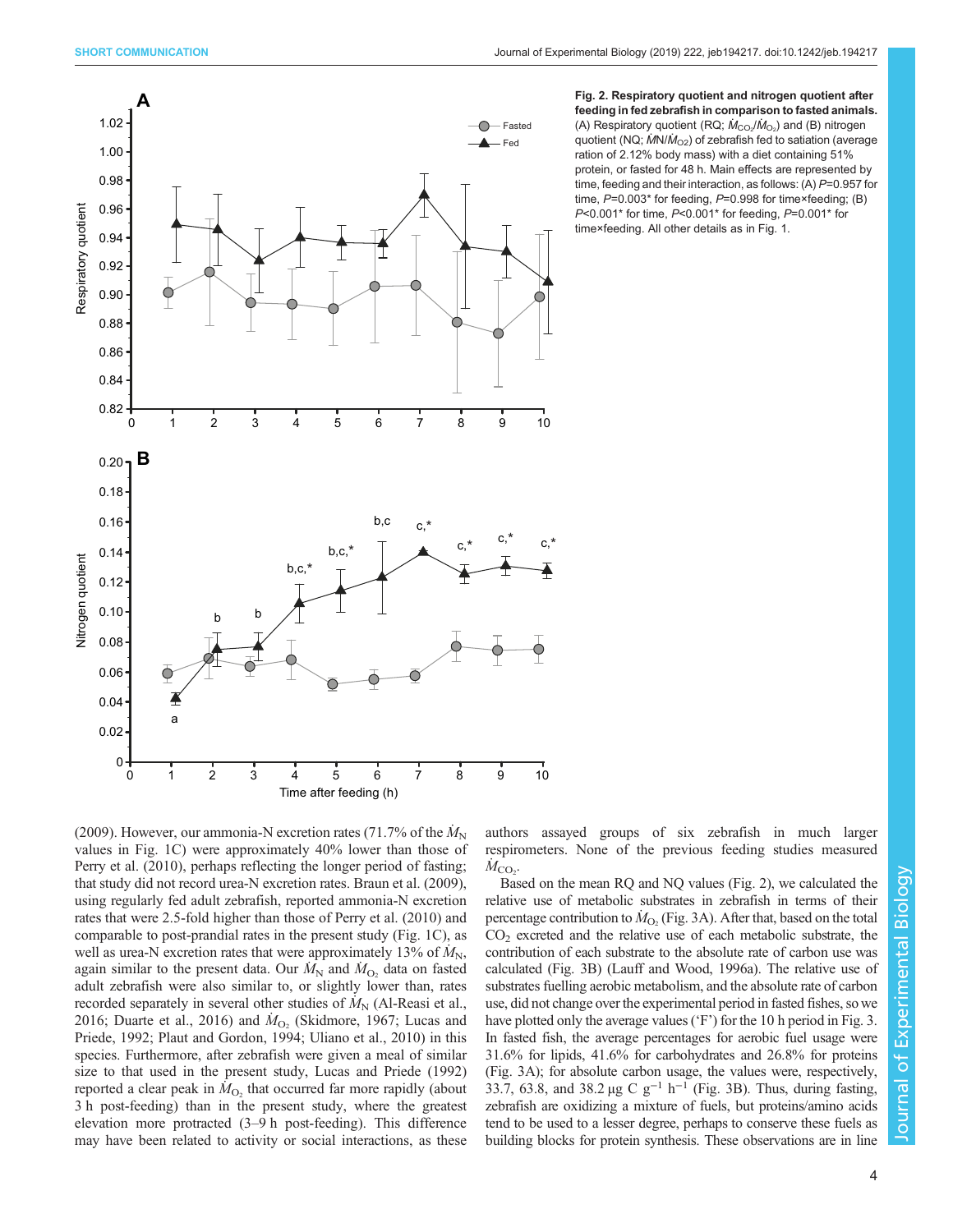Fig. 2. Respiratory quotient and nitrogen quotient after feeding in fed zebrafish in comparison to fasted animals. (A) Respiratory quotient (RQ; $\dot{M}_{CO_2}/\dot{M}_{O_2}$) and (B) nitrogen quotient (NQ; $\dot{M}N/\dot{M}_{O2}$) of zebrafish fed to satiation (average ration of 2.12% body mass) with a diet containing 51% protein, or fasted for 48 h. Main effects are represented by time, feeding and their interaction, as follows: (A) $P$=0.957 for time, $P$=0.003* for feeding, $P$=0.998 for time×feeding; (B) $P$<0.001* for time, $P$<0.001* for feeding, $P$=0.001* for time×feeding. All other details as in Fig. 1.

(2009). However, our ammonia-N excretion rates (71.7% of the $\dot{M}_N$ values in Fig. 1C) were approximately 40% lower than those of Perry et al. (2010), perhaps reflecting the longer period of fasting; that study did not record urea-N excretion rates. Braun et al. (2009), using regularly fed adult zebrafish, reported ammonia-N excretion rates that were 2.5-fold higher than those of Perry et al. (2010) and comparable to post-prandial rates in the present study (Fig. 1C), as well as urea-N excretion rates that were approximately 13% of $\dot{M}_N$, again similar to the present data. Our $\dot{M}_N$ and $\dot{M}_{O_2}$ data on fasted adult zebrafish were also similar to, or slightly lower than, rates recorded separately in several other studies of $\dot{M}_N$ (Al-Reasi et al., 2016; Duarte et al., 2016) and $\dot{M}_{O_2}$ (Skidmore, 1967; Lucas and Priede, 1992; Plaut and Gordon, 1994; Uliano et al., 2010) in this species. Furthermore, after zebrafish were given a meal of similar size to that used in the present study, Lucas and Priede (1992) reported a clear peak in $\dot{M}_{O_2}$ that occurred far more rapidly (about 3 h post-feeding) than in the present study, where the greatest elevation more protracted (3–9 h post-feeding). This difference may have been related to activity or social interactions, as these authors assayed groups of six zebrafish in much larger respirometers. None of the previous feeding studies measured $\dot{M}_{CO_2}$.

Based on the mean RQ and NQ values (Fig. 2), we calculated the relative use of metabolic substrates in zebrafish in terms of their percentage contribution to $\dot{M}_{O_2}$ (Fig. 3A). After that, based on the total $CO_2$ excreted and the relative use of each metabolic substrate, the contribution of each substrate to the absolute rate of carbon use was calculated (Fig. 3B) (Lauff and Wood, 1996a). The relative use of substrates fuelling aerobic metabolism, and the absolute rate of carbon use, did not change over the experimental period in fasted fishes, so we have plotted only the average values ('F') for the 10 h period in Fig. 3. In fasted fish, the average percentages for aerobic fuel usage were 31.6% for lipids, 41.6% for carbohydrates and 26.8% for proteins (Fig. 3A); for absolute carbon usage, the values were, respectively, 33.7, 63.8, and 38.2 µg C g$^{-1}$ h$^{-1}$ (Fig. 3B). Thus, during fasting, zebrafish are oxidizing a mixture of fuels, but proteins/amino acids tend to be used to a lesser degree, perhaps to conserve these fuels as building blocks for protein synthesis. These observations are in line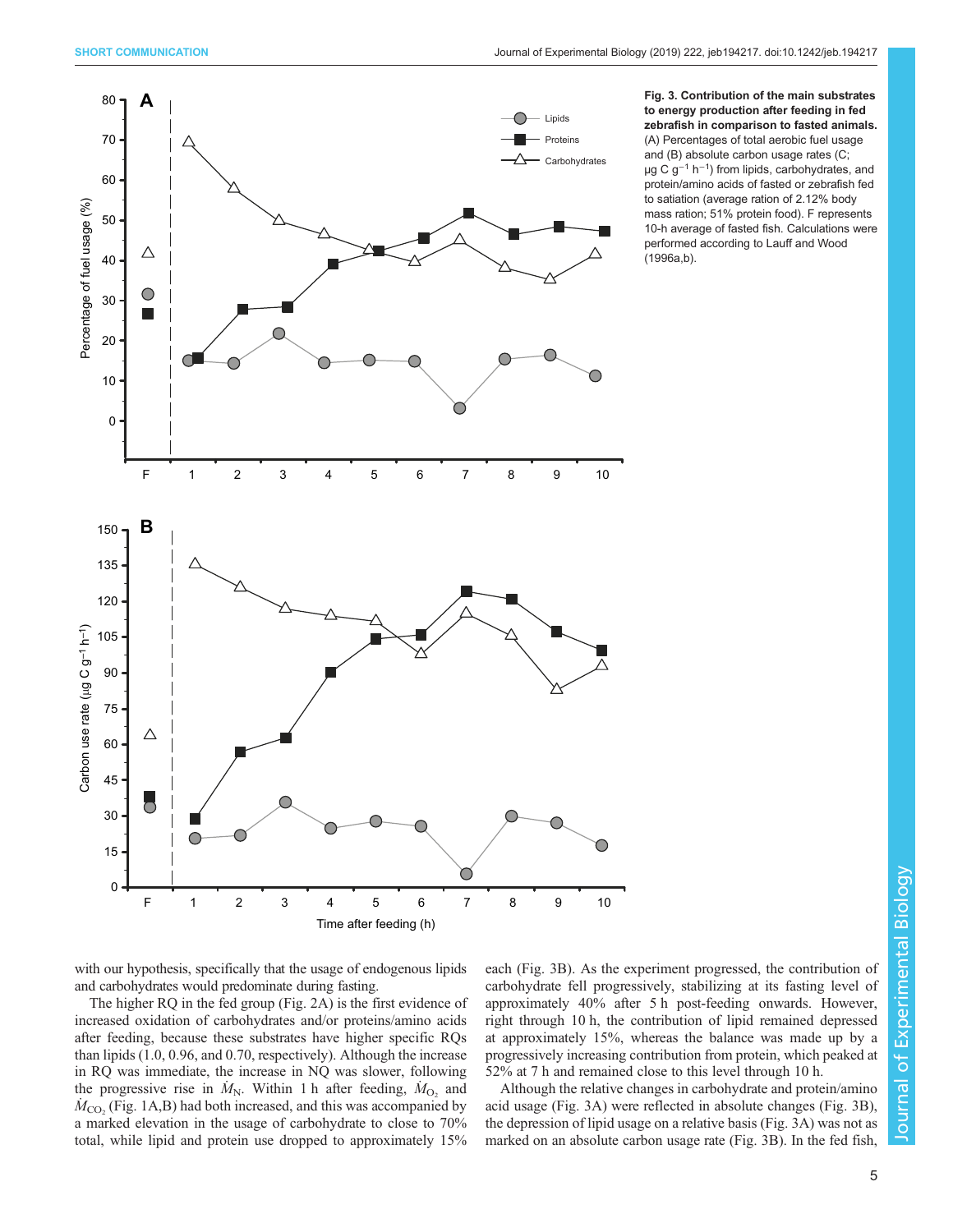**Fig. 3. Contribution of the main substrates to energy production after feeding in fed zebrafish in comparison to fasted animals.** (A) Percentages of total aerobic fuel usage and (B) absolute carbon usage rates (C; μg C g$^{-1}$ h$^{-1}$) from lipids, carbohydrates, and protein/amino acids of fasted or zebrafish fed to satiation (average ration of 2.12% body mass ration; 51% protein food). F represents 10-h average of fasted fish. Calculations were performed according to Lauff and Wood (1996a,b).

with our hypothesis, specifically that the usage of endogenous lipids and carbohydrates would predominate during fasting.

The higher RQ in the fed group (Fig. 2A) is the first evidence of increased oxidation of carbohydrates and/or proteins/amino acids after feeding, because these substrates have higher specific RQs than lipids (1.0, 0.96, and 0.70, respectively). Although the increase in RQ was immediate, the increase in NQ was slower, following the progressive rise in $\dot{M}_{N}$. Within 1 h after feeding, $\dot{M}_{O_2}$ and $\dot{M}_{CO_2}$ (Fig. 1A,B) had both increased, and this was accompanied by a marked elevation in the usage of carbohydrate to close to 70% total, while lipid and protein use dropped to approximately 15% each (Fig. 3B). As the experiment progressed, the contribution of carbohydrate fell progressively, stabilizing at its fasting level of approximately 40% after 5 h post-feeding onwards. However, right through 10 h, the contribution of lipid remained depressed at approximately 15%, whereas the balance was made up by a progressively increasing contribution from protein, which peaked at 52% at 7 h and remained close to this level through 10 h.

Although the relative changes in carbohydrate and protein/amino acid usage (Fig. 3A) were reflected in absolute changes (Fig. 3B), the depression of lipid usage on a relative basis (Fig. 3A) was not as marked on an absolute carbon usage rate (Fig. 3B). In the fed fish,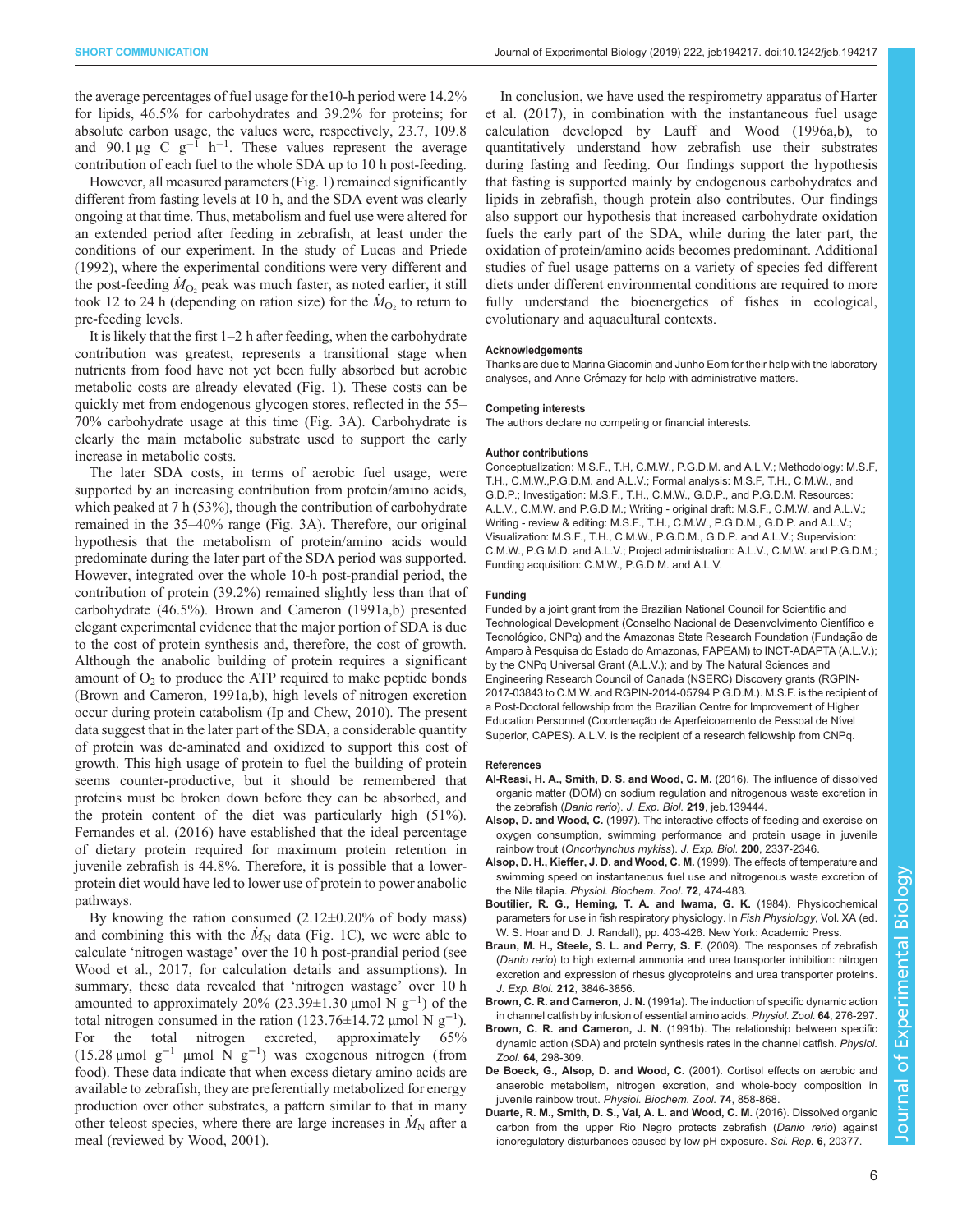the average percentages of fuel usage for the10-h period were 14.2% for lipids, 46.5% for carbohydrates and 39.2% for proteins; for absolute carbon usage, the values were, respectively, 23.7, 109.8 and 90.1 µg C $g^{-1}$ $h^{-1}$. These values represent the average contribution of each fuel to the whole SDA up to 10 h post-feeding.

However, all measured parameters (Fig. 1) remained significantly different from fasting levels at 10 h, and the SDA event was clearly ongoing at that time. Thus, metabolism and fuel use were altered for an extended period after feeding in zebrafish, at least under the conditions of our experiment. In the study of Lucas and Priede (1992), where the experimental conditions were very different and the post-feeding $\dot{M}_{O_2}$ peak was much faster, as noted earlier, it still took 12 to 24 h (depending on ration size) for the $\dot{M}_{O_2}$ to return to pre-feeding levels.

It is likely that the first 1–2 h after feeding, when the carbohydrate contribution was greatest, represents a transitional stage when nutrients from food have not yet been fully absorbed but aerobic metabolic costs are already elevated (Fig. 1). These costs can be quickly met from endogenous glycogen stores, reflected in the 55–70% carbohydrate usage at this time (Fig. 3A). Carbohydrate is clearly the main metabolic substrate used to support the early increase in metabolic costs.

The later SDA costs, in terms of aerobic fuel usage, were supported by an increasing contribution from protein/amino acids, which peaked at 7 h (53%), though the contribution of carbohydrate remained in the 35–40% range (Fig. 3A). Therefore, our original hypothesis that the metabolism of protein/amino acids would predominate during the later part of the SDA period was supported. However, integrated over the whole 10-h post-prandial period, the contribution of protein (39.2%) remained slightly less than that of carbohydrate (46.5%). Brown and Cameron (1991a,b) presented elegant experimental evidence that the major portion of SDA is due to the cost of protein synthesis and, therefore, the cost of growth. Although the anabolic building of protein requires a significant amount of $O_2$ to produce the ATP required to make peptide bonds (Brown and Cameron, 1991a,b), high levels of nitrogen excretion occur during protein catabolism (Ip and Chew, 2010). The present data suggest that in the later part of the SDA, a considerable quantity of protein was de-aminated and oxidized to support this cost of growth. This high usage of protein to fuel the building of protein seems counter-productive, but it should be remembered that proteins must be broken down before they can be absorbed, and the protein content of the diet was particularly high (51%). Fernandes et al. (2016) have established that the ideal percentage of dietary protein required for maximum protein retention in juvenile zebrafish is 44.8%. Therefore, it is possible that a lower-protein diet would have led to lower use of protein to power anabolic pathways.

By knowing the ration consumed (2.12±0.20% of body mass) and combining this with the $\dot{M}_N$ data (Fig. 1C), we were able to calculate 'nitrogen wastage' over the 10 h post-prandial period (see Wood et al., 2017, for calculation details and assumptions). In summary, these data revealed that 'nitrogen wastage' over 10 h amounted to approximately 20% (23.39±1.30 µmol N $g^{-1}$) of the total nitrogen consumed in the ration (123.76±14.72 µmol N $g^{-1}$). For the total nitrogen excreted, approximately 65% (15.28 µmol $g^{-1}$ µmol N $g^{-1}$) was exogenous nitrogen (from food). These data indicate that when excess dietary amino acids are available to zebrafish, they are preferentially metabolized for energy production over other substrates, a pattern similar to that in many other teleost species, where there are large increases in $\dot{M}_N$ after a meal (reviewed by Wood, 2001).

In conclusion, we have used the respirometry apparatus of Harter et al. (2017), in combination with the instantaneous fuel usage calculation developed by Lauff and Wood (1996a,b), to quantitatively understand how zebrafish use their substrates during fasting and feeding. Our findings support the hypothesis that fasting is supported mainly by endogenous carbohydrates and lipids in zebrafish, though protein also contributes. Our findings also support our hypothesis that increased carbohydrate oxidation fuels the early part of the SDA, while during the later part, the oxidation of protein/amino acids becomes predominant. Additional studies of fuel usage patterns on a variety of species fed different diets under different environmental conditions are required to more fully understand the bioenergetics of fishes in ecological, evolutionary and aquacultural contexts.

#### Acknowledgements

Thanks are due to Marina Giacomin and Junho Eom for their help with the laboratory analyses, and Anne Crémazy for help with administrative matters.

#### Competing interests

The authors declare no competing or financial interests.

#### Author contributions

Conceptualization: M.S.F., T.H, C.M.W., P.G.D.M. and A.L.V.; Methodology: M.S.F, T.H., C.M.W.,P.G.D.M. and A.L.V.; Formal analysis: M.S.F, T.H., C.M.W., and G.D.P.; Investigation: M.S.F., T.H., C.M.W., G.D.P., and P.G.D.M. Resources: A.L.V., C.M.W. and P.G.D.M.; Writing - original draft: M.S.F., C.M.W. and A.L.V.; Writing - review & editing: M.S.F., T.H., C.M.W., P.G.D.M., G.D.P. and A.L.V.; Visualization: M.S.F., T.H., C.M.W., P.G.D.M., G.D.P. and A.L.V.; Supervision: C.M.W., P.G.M.D. and A.L.V.; Project administration: A.L.V., C.M.W. and P.G.D.M.; Funding acquisition: C.M.W., P.G.D.M. and A.L.V.

#### Funding

Funded by a joint grant from the Brazilian National Council for Scientific and Technological Development (Conselho Nacional de Desenvolvimento Científico e Tecnológico, CNPq) and the Amazonas State Research Foundation (Fundação de Amparo à Pesquisa do Estado do Amazonas, FAPEAM) to INCT-ADAPTA (A.L.V.); by the CNPq Universal Grant (A.L.V.); and by The Natural Sciences and Engineering Research Council of Canada (NSERC) Discovery grants (RGPIN-2017-03843 to C.M.W. and RGPIN-2014-05794 P.G.D.M.). M.S.F. is the recipient of a Post-Doctoral fellowship from the Brazilian Centre for Improvement of Higher Education Personnel (Coordenação de Aperfeicoamento de Pessoal de Nível Superior, CAPES). A.L.V. is the recipient of a research fellowship from CNPq.

#### References

**Al-Reasi, H. A., Smith, D. S. and Wood, C. M.** (2016). The influence of dissolved organic matter (DOM) on sodium regulation and nitrogenous waste excretion in the zebrafish (*Danio rerio*). *J. Exp. Biol.* **219**, jeb.139444.

**Alsop, D. and Wood, C.** (1997). The interactive effects of feeding and exercise on oxygen consumption, swimming performance and protein usage in juvenile rainbow trout (*Oncorhynchus mykiss*). *J. Exp. Biol.* **200**, 2337-2346.

**Alsop, D. H., Kieffer, J. D. and Wood, C. M.** (1999). The effects of temperature and swimming speed on instantaneous fuel use and nitrogenous waste excretion of the Nile tilapia. *Physiol. Biochem. Zool.* **72**, 474-483.

**Boutilier, R. G., Heming, T. A. and Iwama, G. K.** (1984). Physicochemical parameters for use in fish respiratory physiology. In *Fish Physiology*, Vol. XA (ed. W. S. Hoar and D. J. Randall), pp. 403-426. New York: Academic Press.

**Braun, M. H., Steele, S. L. and Perry, S. F.** (2009). The responses of zebrafish (*Danio rerio*) to high external ammonia and urea transporter inhibition: nitrogen excretion and expression of rhesus glycoproteins and urea transporter proteins. *J. Exp. Biol.* **212**, 3846-3856.

**Brown, C. R. and Cameron, J. N.** (1991a). The induction of specific dynamic action in channel catfish by infusion of essential amino acids. *Physiol. Zool.* **64**, 276-297.

**Brown, C. R. and Cameron, J. N.** (1991b). The relationship between specific dynamic action (SDA) and protein synthesis rates in the channel catfish. *Physiol. Zool.* **64**, 298-309.

**De Boeck, G., Alsop, D. and Wood, C.** (2001). Cortisol effects on aerobic and anaerobic metabolism, nitrogen excretion, and whole-body composition in juvenile rainbow trout. *Physiol. Biochem. Zool.* **74**, 858-868.

**Duarte, R. M., Smith, D. S., Val, A. L. and Wood, C. M.** (2016). Dissolved organic carbon from the upper Rio Negro protects zebrafish (*Danio rerio*) against ionoregulatory disturbances caused by low pH exposure. *Sci. Rep.* **6**, 20377.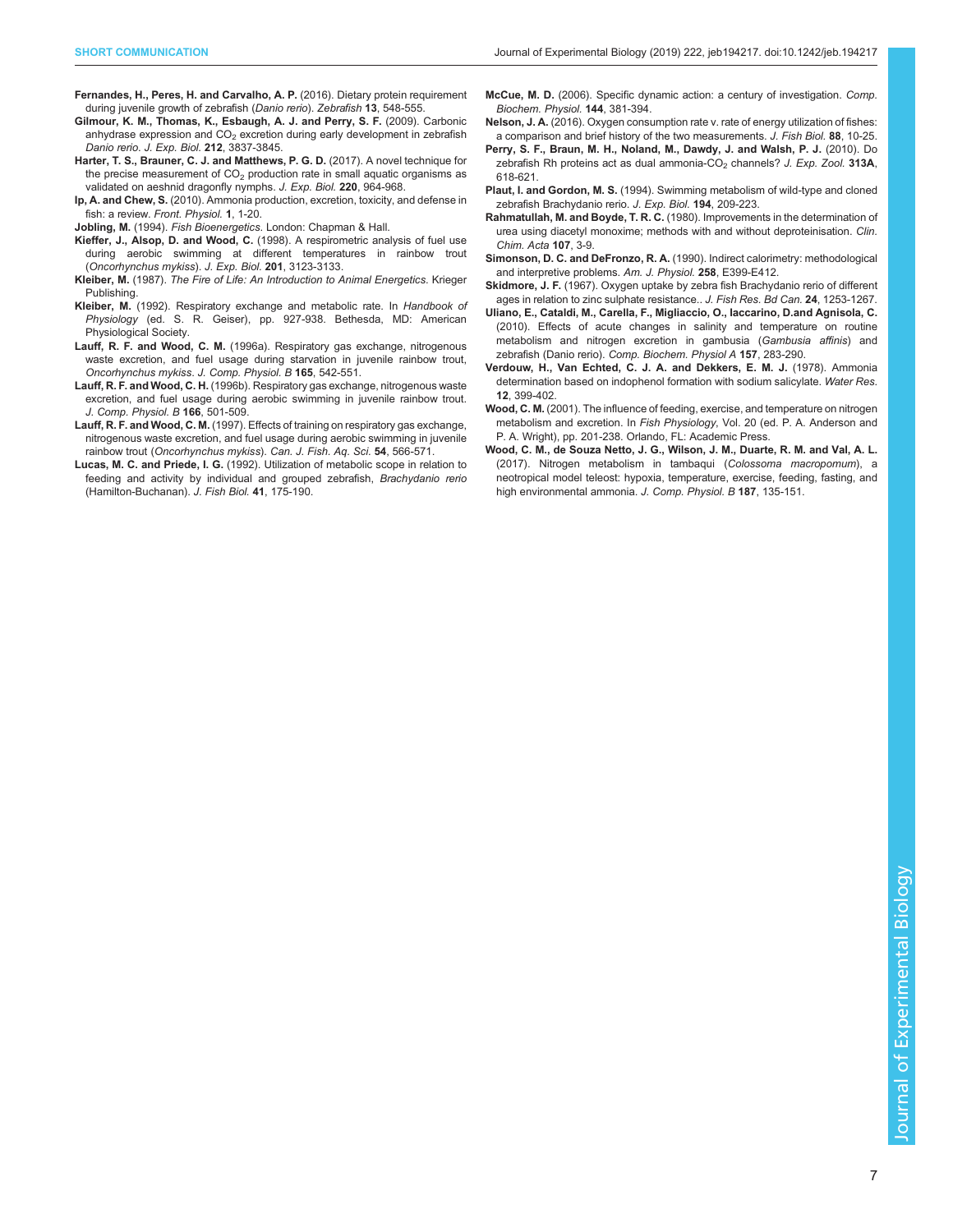**Fernandes, H., Peres, H. and Carvalho, A. P.** (2016). Dietary protein requirement during juvenile growth of zebrafish (*Danio rerio*). *Zebrafish* **13**, 548-555.

**Gilmour, K. M., Thomas, K., Esbaugh, A. J. and Perry, S. F.** (2009). Carbonic anhydrase expression and $CO_2$ excretion during early development in zebrafish *Danio rerio*. *J. Exp. Biol.* **212**, 3837-3845.

**Harter, T. S., Brauner, C. J. and Matthews, P. G. D.** (2017). A novel technique for the precise measurement of $CO_2$ production rate in small aquatic organisms as validated on aeshnid dragonfly nymphs. *J. Exp. Biol.* **220**, 964-968.

**Ip, A. and Chew, S.** (2010). Ammonia production, excretion, toxicity, and defense in fish: a review. *Front. Physiol.* **1**, 1-20.

**Jobling, M.** (1994). *Fish Bioenergetics*. London: Chapman & Hall.

**Kieffer, J., Alsop, D. and Wood, C.** (1998). A respirometric analysis of fuel use during aerobic swimming at different temperatures in rainbow trout (*Oncorhynchus mykiss*). *J. Exp. Biol.* **201**, 3123-3133.

**Kleiber, M.** (1987). *The Fire of Life: An Introduction to Animal Energetics*. Krieger Publishing.

**Kleiber, M.** (1992). Respiratory exchange and metabolic rate. In *Handbook of Physiology* (ed. S. R. Geiser), pp. 927-938. Bethesda, MD: American Physiological Society.

**Lauff, R. F. and Wood, C. M.** (1996a). Respiratory gas exchange, nitrogenous waste excretion, and fuel usage during starvation in juvenile rainbow trout, *Oncorhynchus mykiss*. *J. Comp. Physiol. B* **165**, 542-551.

**Lauff, R. F. and Wood, C. H.** (1996b). Respiratory gas exchange, nitrogenous waste excretion, and fuel usage during aerobic swimming in juvenile rainbow trout. *J. Comp. Physiol. B* **166**, 501-509.

**Lauff, R. F. and Wood, C. M.** (1997). Effects of training on respiratory gas exchange, nitrogenous waste excretion, and fuel usage during aerobic swimming in juvenile rainbow trout (*Oncorhynchus mykiss*). *Can. J. Fish. Aq. Sci.* **54**, 566-571.

**Lucas, M. C. and Priede, I. G.** (1992). Utilization of metabolic scope in relation to feeding and activity by individual and grouped zebrafish, *Brachydanio rerio* (Hamilton-Buchanan). *J. Fish Biol.* **41**, 175-190.

**McCue, M. D.** (2006). Specific dynamic action: a century of investigation. *Comp. Biochem. Physiol.* **144**, 381-394.

**Nelson, J. A.** (2016). Oxygen consumption rate v. rate of energy utilization of fishes: a comparison and brief history of the two measurements. *J. Fish Biol.* **88**, 10-25.

**Perry, S. F., Braun, M. H., Noland, M., Dawdy, J. and Walsh, P. J.** (2010). Do zebrafish Rh proteins act as dual ammonia-$CO_2$ channels? *J. Exp. Zool.* **313A**, 618-621.

**Plaut, I. and Gordon, M. S.** (1994). Swimming metabolism of wild-type and cloned zebrafish Brachydanio rerio. *J. Exp. Biol.* **194**, 209-223.

**Rahmatullah, M. and Boyde, T. R. C.** (1980). Improvements in the determination of urea using diacetyl monoxime; methods with and without deproteinisation. *Clin. Chim. Acta* **107**, 3-9.

**Simonson, D. C. and DeFronzo, R. A.** (1990). Indirect calorimetry: methodological and interpretive problems. *Am. J. Physiol.* **258**, E399-E412.

**Skidmore, J. F.** (1967). Oxygen uptake by zebra fish Brachydanio rerio of different ages in relation to zinc sulphate resistance.. *J. Fish Res. Bd Can.* **24**, 1253-1267.

**Uliano, E., Cataldi, M., Carella, F., Migliaccio, O., Iaccarino, D.and Agnisola, C.** (2010). Effects of acute changes in salinity and temperature on routine metabolism and nitrogen excretion in gambusia (*Gambusia affinis*) and zebrafish (Danio rerio). *Comp. Biochem. Physiol A* **157**, 283-290.

**Verdouw, H., Van Echted, C. J. A. and Dekkers, E. M. J.** (1978). Ammonia determination based on indophenol formation with sodium salicylate. *Water Res.* **12**, 399-402.

**Wood, C. M.** (2001). The influence of feeding, exercise, and temperature on nitrogen metabolism and excretion. In *Fish Physiology*, Vol. 20 (ed. P. A. Anderson and P. A. Wright), pp. 201-238. Orlando, FL: Academic Press.

**Wood, C. M., de Souza Netto, J. G., Wilson, J. M., Duarte, R. M. and Val, A. L.** (2017). Nitrogen metabolism in tambaqui (*Colossoma macropomum*), a neotropical model teleost: hypoxia, temperature, exercise, feeding, fasting, and high environmental ammonia. *J. Comp. Physiol. B* **187**, 135-151.